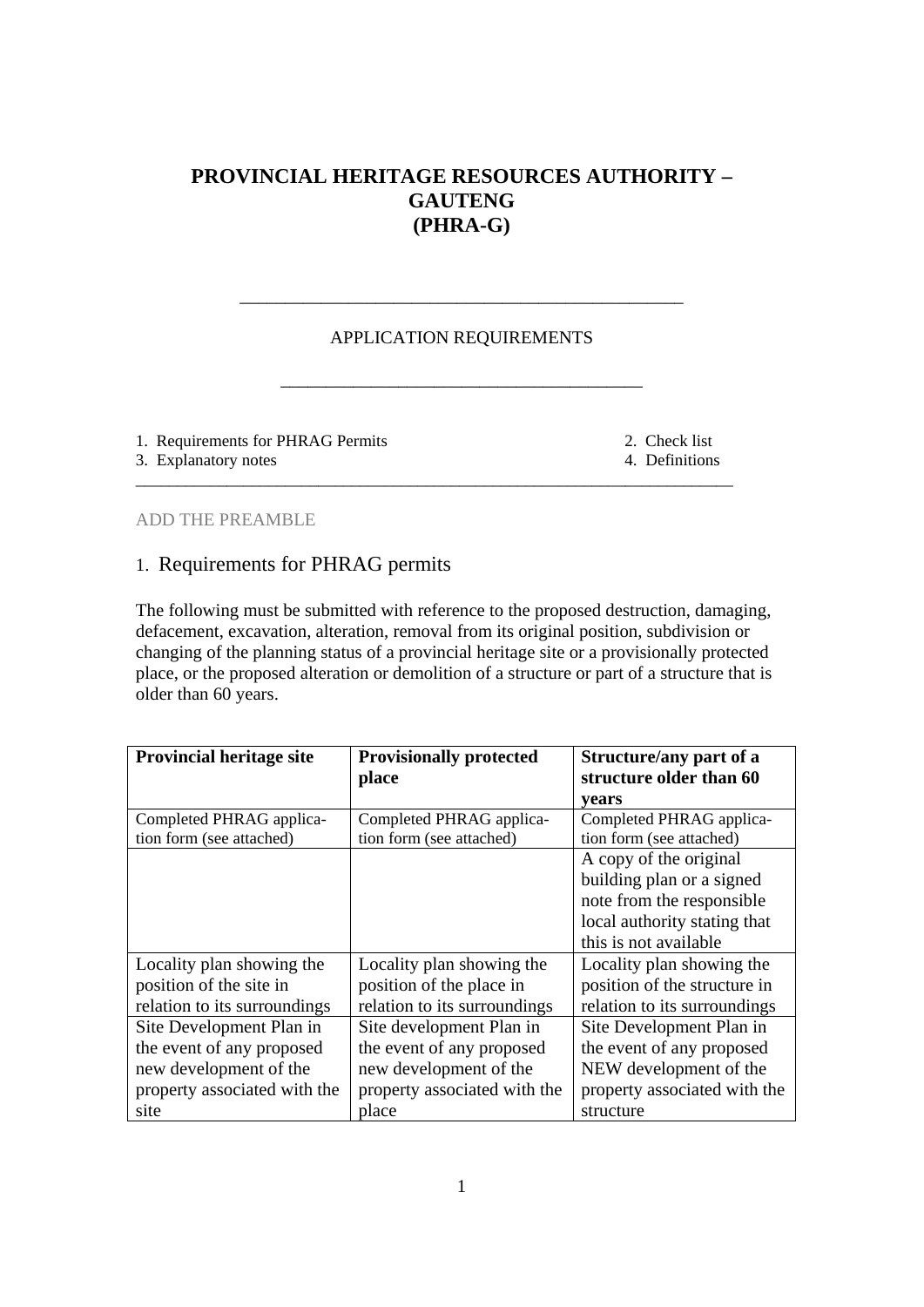# PROVINCIAL HERITAGE RESOURCES AUTHORITY – GAUTENG (PHRA-G)

---

APPLICATION REQUIREMENTS

---

1. Requirements for PHRAG Permits
2. Check list
3. Explanatory notes
4. Definitions

---

ADD THE PREAMBLE

## 1. Requirements for PHRAG permits

The following must be submitted with reference to the proposed destruction, damaging, defacement, excavation, alteration, removal from its original position, subdivision or changing of the planning status of a provincial heritage site or a provisionally protected place, or the proposed alteration or demolition of a structure or part of a structure that is older than 60 years.

| **Provincial heritage site** | **Provisionally protected place** | **Structure/any part of a structure older than 60 years** |
|---|---|---|
| Completed PHRAG application form (see attached) | Completed PHRAG application form (see attached) | Completed PHRAG application form (see attached) |
| | | A copy of the original building plan or a signed note from the responsible local authority stating that this is not available |
| Locality plan showing the position of the site in relation to its surroundings | Locality plan showing the position of the place in relation to its surroundings | Locality plan showing the position of the structure in relation to its surroundings |
| Site Development Plan in the event of any proposed new development of the property associated with the site | Site development Plan in the event of any proposed new development of the property associated with the place | Site Development Plan in the event of any proposed NEW development of the property associated with the structure |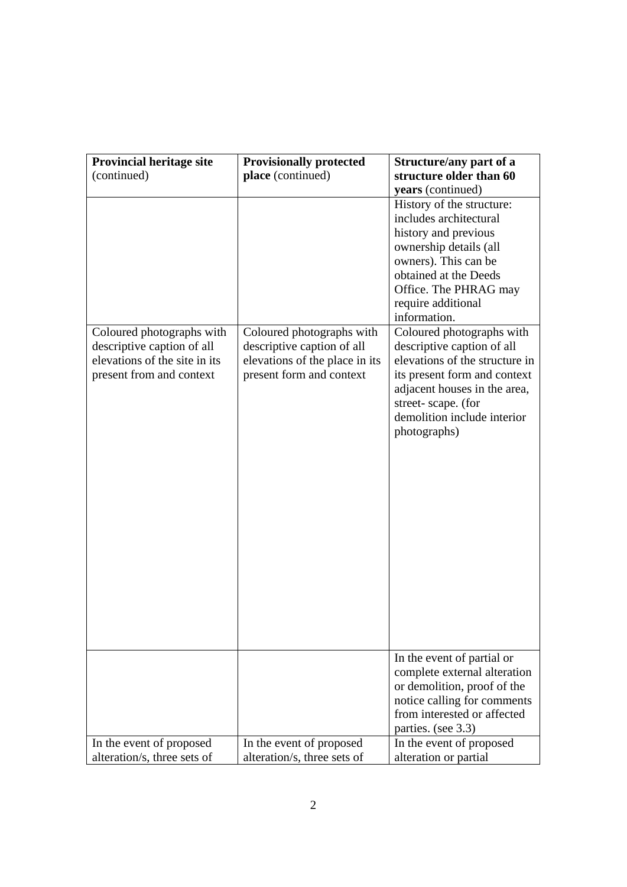| **Provincial heritage site** (continued) | **Provisionally protected place** (continued) | **Structure/any part of a structure older than 60 years** (continued) |
|---|---|---|
| | | History of the structure: includes architectural history and previous ownership details (all owners). This can be obtained at the Deeds Office. The PHRAG may require additional information. |
| Coloured photographs with descriptive caption of all elevations of the site in its present from and context | Coloured photographs with descriptive caption of all elevations of the place in its present form and context | Coloured photographs with descriptive caption of all elevations of the structure in its present form and context adjacent houses in the area, street- scape. (for demolition include interior photographs) |
| | | In the event of partial or complete external alteration or demolition, proof of the notice calling for comments from interested or affected parties. (see 3.3) |
| In the event of proposed alteration/s, three sets of | In the event of proposed alteration/s, three sets of | In the event of proposed alteration or partial |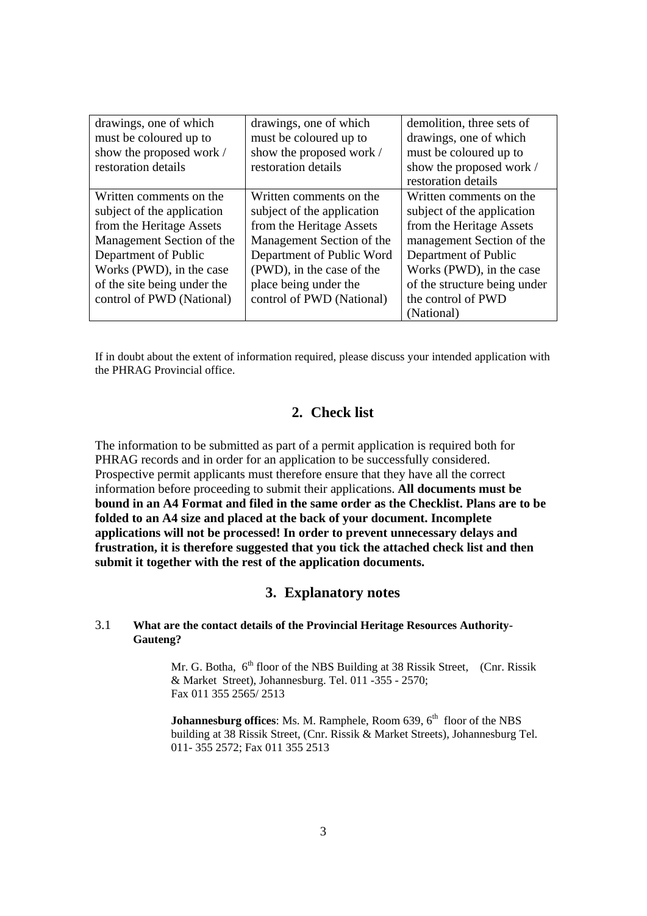| drawings, one of which must be coloured up to show the proposed work / restoration details | drawings, one of which must be coloured up to show the proposed work / restoration details | demolition, three sets of drawings, one of which must be coloured up to show the proposed work / restoration details |
|---|---|---|
| Written comments on the subject of the application from the Heritage Assets Management Section of the Department of Public Works (PWD), in the case of the site being under the control of PWD (National) | Written comments on the subject of the application from the Heritage Assets Management Section of the Department of Public Word (PWD), in the case of the place being under the control of PWD (National) | Written comments on the subject of the application from the Heritage Assets management Section of the Department of Public Works (PWD), in the case of the structure being under the control of PWD (National) |

If in doubt about the extent of information required, please discuss your intended application with the PHRAG Provincial office.

## 2. Check list

The information to be submitted as part of a permit application is required both for PHRAG records and in order for an application to be successfully considered. Prospective permit applicants must therefore ensure that they have all the correct information before proceeding to submit their applications. **All documents must be bound in an A4 Format and filed in the same order as the Checklist. Plans are to be folded to an A4 size and placed at the back of your document. Incomplete applications will not be processed! In order to prevent unnecessary delays and frustration, it is therefore suggested that you tick the attached check list and then submit it together with the rest of the application documents.**

## 3. Explanatory notes

### 3.1 What are the contact details of the Provincial Heritage Resources Authority-Gauteng?

Mr. G. Botha, 6th floor of the NBS Building at 38 Rissik Street, (Cnr. Rissik & Market Street), Johannesburg. Tel. 011 -355 - 2570; Fax 011 355 2565/ 2513

**Johannesburg offices**: Ms. M. Ramphele, Room 639, 6th floor of the NBS building at 38 Rissik Street, (Cnr. Rissik & Market Streets), Johannesburg Tel. 011- 355 2572; Fax 011 355 2513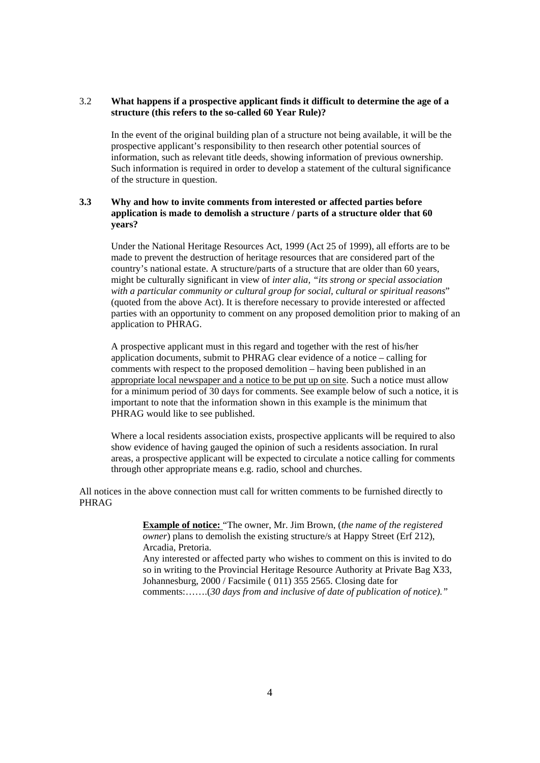### 3.2 What happens if a prospective applicant finds it difficult to determine the age of a structure (this refers to the so-called 60 Year Rule)?

In the event of the original building plan of a structure not being available, it will be the prospective applicant's responsibility to then research other potential sources of information, such as relevant title deeds, showing information of previous ownership. Such information is required in order to develop a statement of the cultural significance of the structure in question.

### 3.3 Why and how to invite comments from interested or affected parties before application is made to demolish a structure / parts of a structure older that 60 years?

Under the National Heritage Resources Act, 1999 (Act 25 of 1999), all efforts are to be made to prevent the destruction of heritage resources that are considered part of the country's national estate. A structure/parts of a structure that are older than 60 years, might be culturally significant in view of *inter alia, "its strong or special association with a particular community or cultural group for social, cultural or spiritual reasons*" (quoted from the above Act). It is therefore necessary to provide interested or affected parties with an opportunity to comment on any proposed demolition prior to making of an application to PHRAG.

A prospective applicant must in this regard and together with the rest of his/her application documents, submit to PHRAG clear evidence of a notice – calling for comments with respect to the proposed demolition – having been published in an <u>appropriate local newspaper and a notice to be put up on site</u>. Such a notice must allow for a minimum period of 30 days for comments. See example below of such a notice, it is important to note that the information shown in this example is the minimum that PHRAG would like to see published.

Where a local residents association exists, prospective applicants will be required to also show evidence of having gauged the opinion of such a residents association. In rural areas, a prospective applicant will be expected to circulate a notice calling for comments through other appropriate means e.g. radio, school and churches.

All notices in the above connection must call for written comments to be furnished directly to PHRAG

> **<u>Example of notice:</u>** "The owner, Mr. Jim Brown, (*the name of the registered owner*) plans to demolish the existing structure/s at Happy Street (Erf 212), Arcadia, Pretoria.
> Any interested or affected party who wishes to comment on this is invited to do so in writing to the Provincial Heritage Resource Authority at Private Bag X33, Johannesburg, 2000 / Facsimile ( 011) 355 2565. Closing date for comments:…….(*30 days from and inclusive of date of publication of notice)."*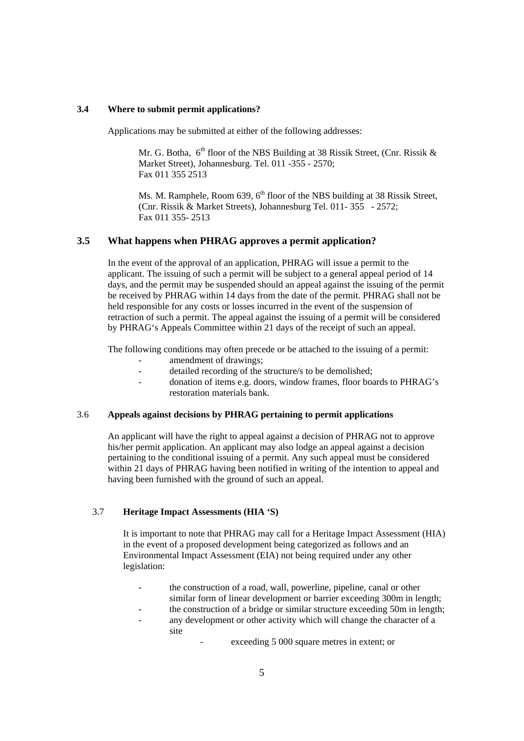### 3.4 Where to submit permit applications?

Applications may be submitted at either of the following addresses:

Mr. G. Botha, 6th floor of the NBS Building at 38 Rissik Street, (Cnr. Rissik & Market Street), Johannesburg. Tel. 011 -355 - 2570; Fax 011 355 2513

Ms. M. Ramphele, Room 639, 6th floor of the NBS building at 38 Rissik Street, (Cnr. Rissik & Market Streets), Johannesburg Tel. 011- 355 - 2572; Fax 011 355- 2513

### 3.5 What happens when PHRAG approves a permit application?

In the event of the approval of an application, PHRAG will issue a permit to the applicant. The issuing of such a permit will be subject to a general appeal period of 14 days, and the permit may be suspended should an appeal against the issuing of the permit be received by PHRAG within 14 days from the date of the permit. PHRAG shall not be held responsible for any costs or losses incurred in the event of the suspension of retraction of such a permit. The appeal against the issuing of a permit will be considered by PHRAG's Appeals Committee within 21 days of the receipt of such an appeal.

The following conditions may often precede or be attached to the issuing of a permit:

- amendment of drawings;
- detailed recording of the structure/s to be demolished;
- donation of items e.g. doors, window frames, floor boards to PHRAG's restoration materials bank.

### 3.6 Appeals against decisions by PHRAG pertaining to permit applications

An applicant will have the right to appeal against a decision of PHRAG not to approve his/her permit application. An applicant may also lodge an appeal against a decision pertaining to the conditional issuing of a permit. Any such appeal must be considered within 21 days of PHRAG having been notified in writing of the intention to appeal and having been furnished with the ground of such an appeal.

### 3.7 Heritage Impact Assessments (HIA 'S)

It is important to note that PHRAG may call for a Heritage Impact Assessment (HIA) in the event of a proposed development being categorized as follows and an Environmental Impact Assessment (EIA) not being required under any other legislation:

- the construction of a road, wall, powerline, pipeline, canal or other similar form of linear development or barrier exceeding 300m in length;
- the construction of a bridge or similar structure exceeding 50m in length;
- any development or other activity which will change the character of a site
  - exceeding 5 000 square metres in extent; or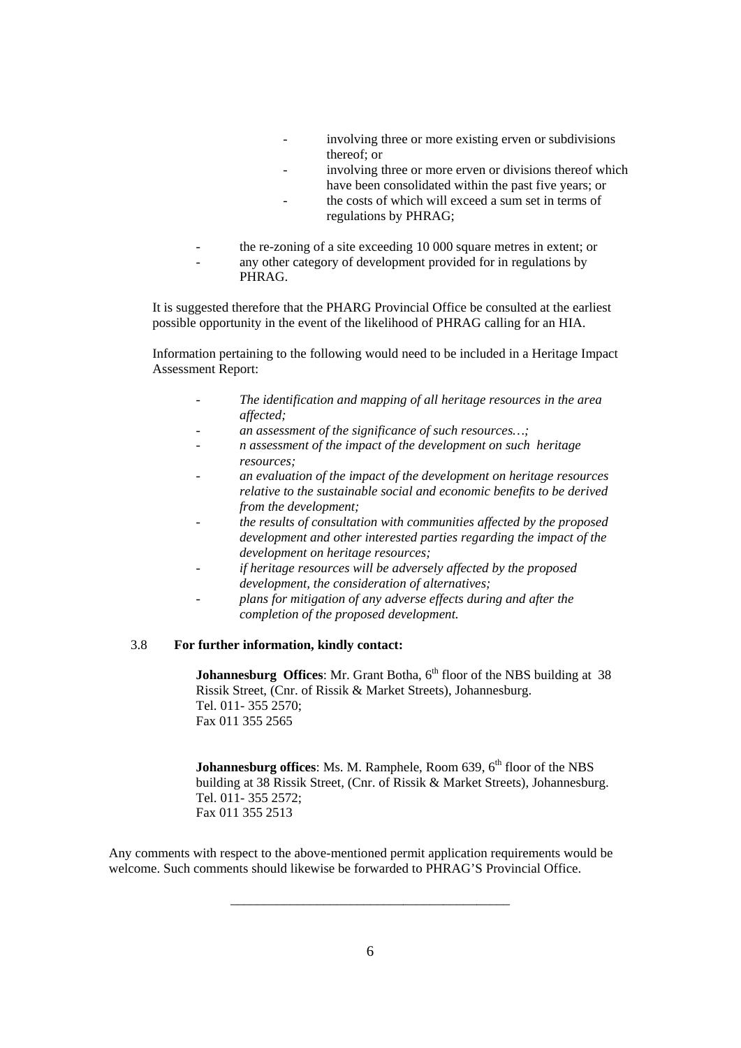- involving three or more existing erven or subdivisions thereof; or
- involving three or more erven or divisions thereof which have been consolidated within the past five years; or
- the costs of which will exceed a sum set in terms of regulations by PHRAG;

- the re-zoning of a site exceeding 10 000 square metres in extent; or
- any other category of development provided for in regulations by PHRAG.

It is suggested therefore that the PHARG Provincial Office be consulted at the earliest possible opportunity in the event of the likelihood of PHRAG calling for an HIA.

Information pertaining to the following would need to be included in a Heritage Impact Assessment Report:

- *The identification and mapping of all heritage resources in the area affected;*
- *an assessment of the significance of such resources…;*
- *n assessment of the impact of the development on such heritage resources;*
- *an evaluation of the impact of the development on heritage resources relative to the sustainable social and economic benefits to be derived from the development;*
- *the results of consultation with communities affected by the proposed development and other interested parties regarding the impact of the development on heritage resources;*
- *if heritage resources will be adversely affected by the proposed development, the consideration of alternatives;*
- *plans for mitigation of any adverse effects during and after the completion of the proposed development.*

### 3.8 For further information, kindly contact:

**Johannesburg Offices**: Mr. Grant Botha, 6th floor of the NBS building at 38 Rissik Street, (Cnr. of Rissik & Market Streets), Johannesburg.
Tel. 011- 355 2570;
Fax 011 355 2565

**Johannesburg offices**: Ms. M. Ramphele, Room 639, 6th floor of the NBS building at 38 Rissik Street, (Cnr. of Rissik & Market Streets), Johannesburg.
Tel. 011- 355 2572;
Fax 011 355 2513

Any comments with respect to the above-mentioned permit application requirements would be welcome. Such comments should likewise be forwarded to PHRAG'S Provincial Office.

---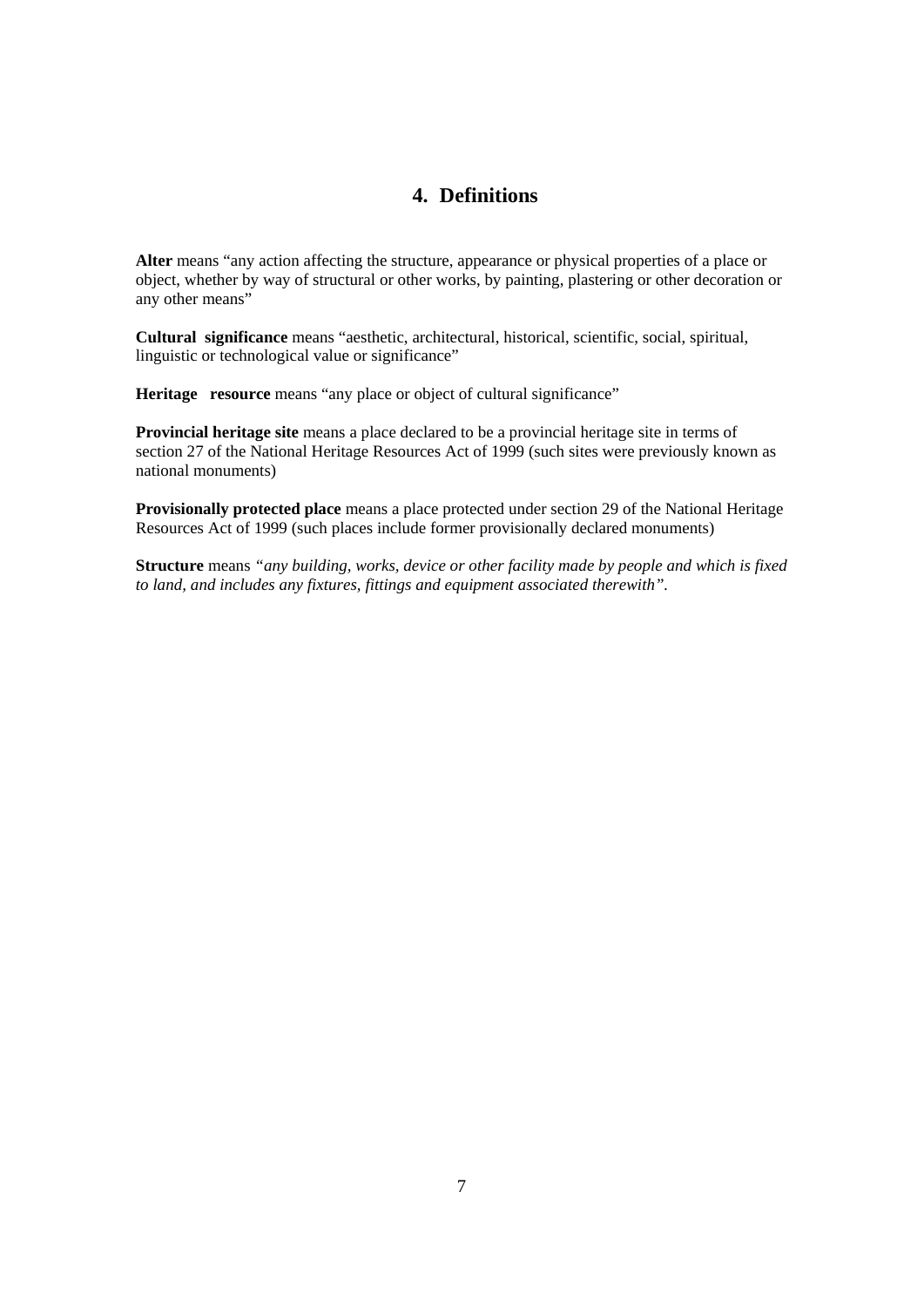## 4. Definitions

**Alter** means "any action affecting the structure, appearance or physical properties of a place or object, whether by way of structural or other works, by painting, plastering or other decoration or any other means"

**Cultural significance** means "aesthetic, architectural, historical, scientific, social, spiritual, linguistic or technological value or significance"

**Heritage resource** means "any place or object of cultural significance"

**Provincial heritage site** means a place declared to be a provincial heritage site in terms of section 27 of the National Heritage Resources Act of 1999 (such sites were previously known as national monuments)

**Provisionally protected place** means a place protected under section 29 of the National Heritage Resources Act of 1999 (such places include former provisionally declared monuments)

**Structure** means *"any building, works, device or other facility made by people and which is fixed to land, and includes any fixtures, fittings and equipment associated therewith".*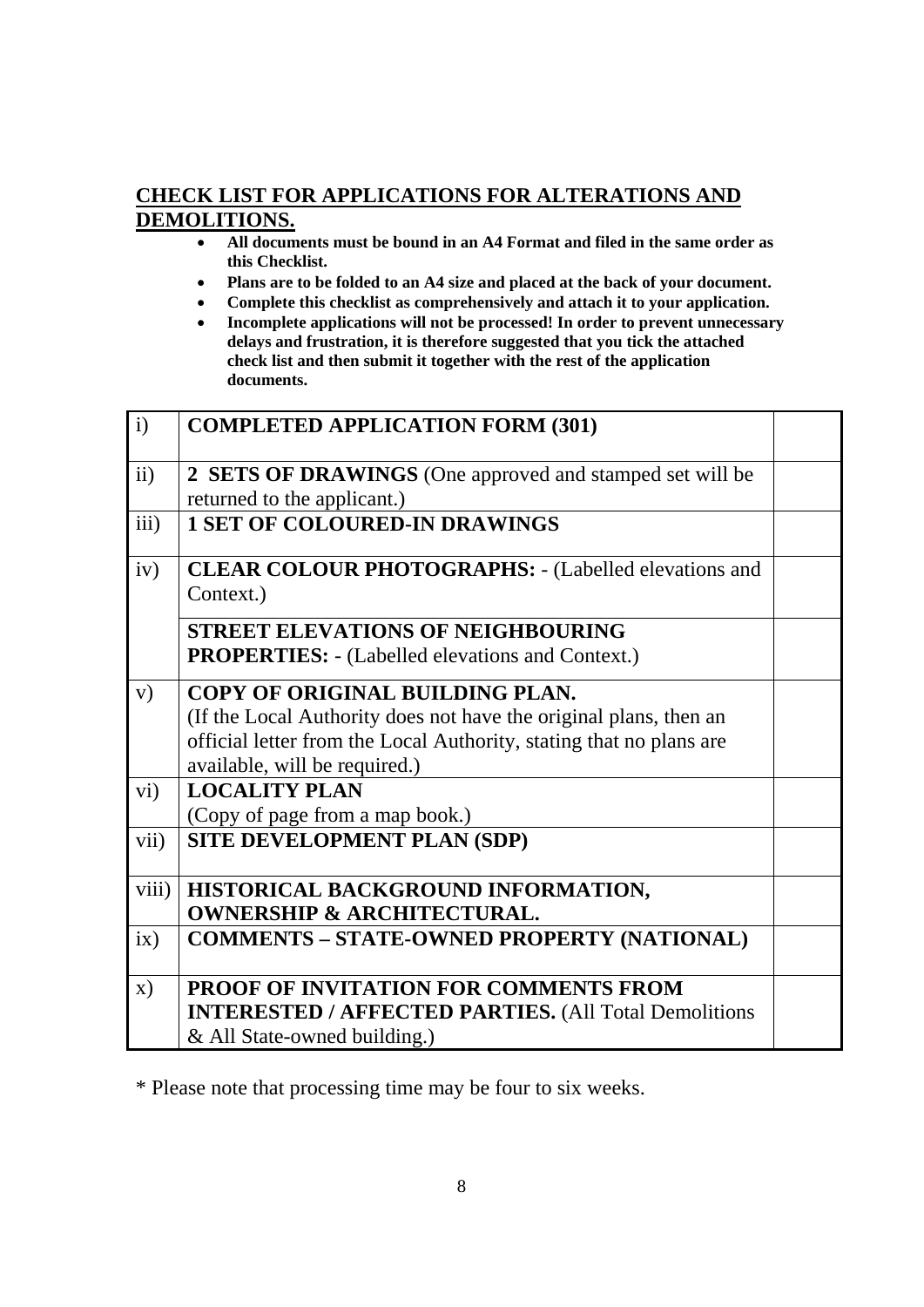## CHECK LIST FOR APPLICATIONS FOR ALTERATIONS AND DEMOLITIONS.

- **All documents must be bound in an A4 Format and filed in the same order as this Checklist.**
- **Plans are to be folded to an A4 size and placed at the back of your document.**
- **Complete this checklist as comprehensively and attach it to your application.**
- **Incomplete applications will not be processed! In order to prevent unnecessary delays and frustration, it is therefore suggested that you tick the attached check list and then submit it together with the rest of the application documents.**

| | | |
|---|---|---|
| i) | **COMPLETED APPLICATION FORM (301)** | |
| ii) | **2 SETS OF DRAWINGS** (One approved and stamped set will be returned to the applicant.) | |
| iii) | **1 SET OF COLOURED-IN DRAWINGS** | |
| iv) | **CLEAR COLOUR PHOTOGRAPHS:** - (Labelled elevations and Context.) | |
| | **STREET ELEVATIONS OF NEIGHBOURING PROPERTIES:** - (Labelled elevations and Context.) | |
| v) | **COPY OF ORIGINAL BUILDING PLAN.** (If the Local Authority does not have the original plans, then an official letter from the Local Authority, stating that no plans are available, will be required.) | |
| vi) | **LOCALITY PLAN** (Copy of page from a map book.) | |
| vii) | **SITE DEVELOPMENT PLAN (SDP)** | |
| viii) | **HISTORICAL BACKGROUND INFORMATION, OWNERSHIP & ARCHITECTURAL.** | |
| ix) | **COMMENTS – STATE-OWNED PROPERTY (NATIONAL)** | |
| x) | **PROOF OF INVITATION FOR COMMENTS FROM INTERESTED / AFFECTED PARTIES.** (All Total Demolitions & All State-owned building.) | |

* Please note that processing time may be four to six weeks.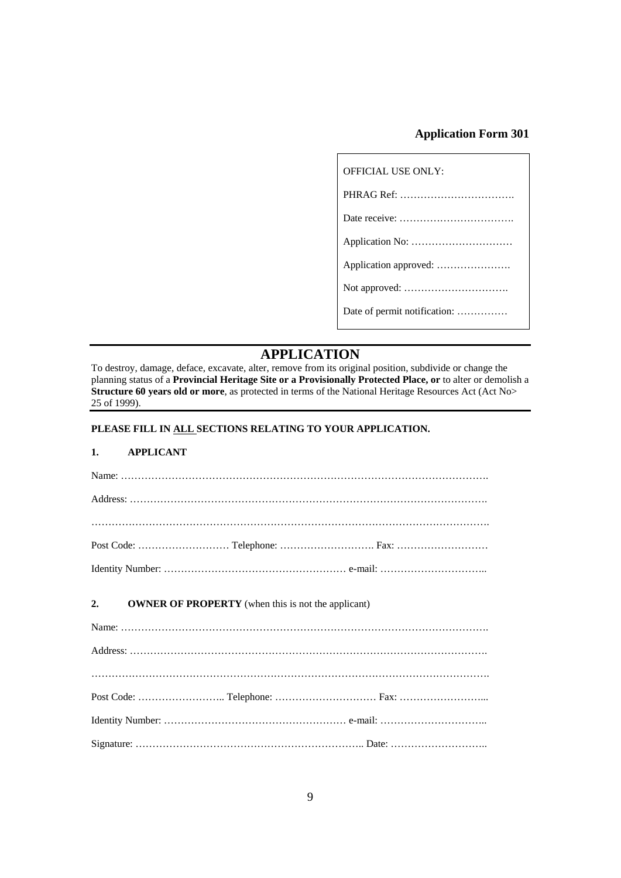**Application Form 301**

| OFFICIAL USE ONLY: |
|---|
| PHRAG Ref: ……………………………. |
| Date receive: ……………………………. |
| Application No: ………………………… |
| Application approved: …………………. |
| Not approved: …………………………. |
| Date of permit notification: …………… |

# APPLICATION

To destroy, damage, deface, excavate, alter, remove from its original position, subdivide or change the planning status of a **Provincial Heritage Site or a Provisionally Protected Place, or** to alter or demolish a **Structure 60 years old or more**, as protected in terms of the National Heritage Resources Act (Act No> 25 of 1999).

**PLEASE FILL IN <u>ALL</u> SECTIONS RELATING TO YOUR APPLICATION.**

## 1. APPLICANT

Name: ……………………………………………………………………………………………….

Address: …………………………………………………………………………………………….

…………………………………………………………………………………………………………….

Post Code: ……………………… Telephone: ………………………. Fax: ………………………

Identity Number: ……………………………………………… e-mail: …………………………..

## 2. OWNER OF PROPERTY (when this is not the applicant)

Name: ……………………………………………………………………………………………….

Address: …………………………………………………………………………………………….

…………………………………………………………………………………………………………….

Post Code: …………………….. Telephone: ………………………… Fax: ……………………...

Identity Number: ……………………………………………… e-mail: …………………………..

Signature: ………………………………………………………….. Date: ………………………..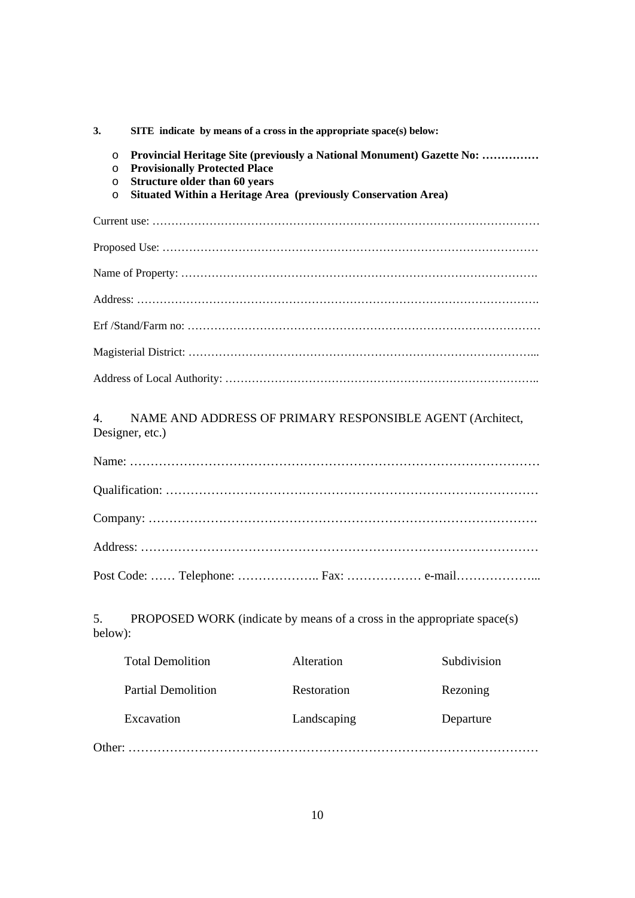**3. SITE indicate by means of a cross in the appropriate space(s) below:**

- **Provincial Heritage Site (previously a National Monument) Gazette No: ……………**
- **Provisionally Protected Place**
- **Structure older than 60 years**
- **Situated Within a Heritage Area (previously Conservation Area)**

Current use: ……………………………………………………………………………………………

Proposed Use: …………………………………………………………………………………………

Name of Property: ……………………………………………………………………………….

Address: ………………………………………………………………………………………….

Erf /Stand/Farm no: …………………………………………………………………………………

Magisterial District: ……………………………………………………………………………...

Address of Local Authority: ……………………………………………………………………..

4. NAME AND ADDRESS OF PRIMARY RESPONSIBLE AGENT (Architect, Designer, etc.)

Name: ……………………………………………………………………………………

Qualification: ……………………………………………………………………………

Company: ……………………………………………………………………………….

Address: …………………………………………………………………………………

Post Code: …… Telephone: ……………….. Fax: ……………… e-mail………………...

5. PROPOSED WORK (indicate by means of a cross in the appropriate space(s) below):

| Total Demolition | Alteration | Subdivision |
|---|---|---|
| Partial Demolition | Restoration | Rezoning |
| Excavation | Landscaping | Departure |

Other: ……………………………………………………………………………………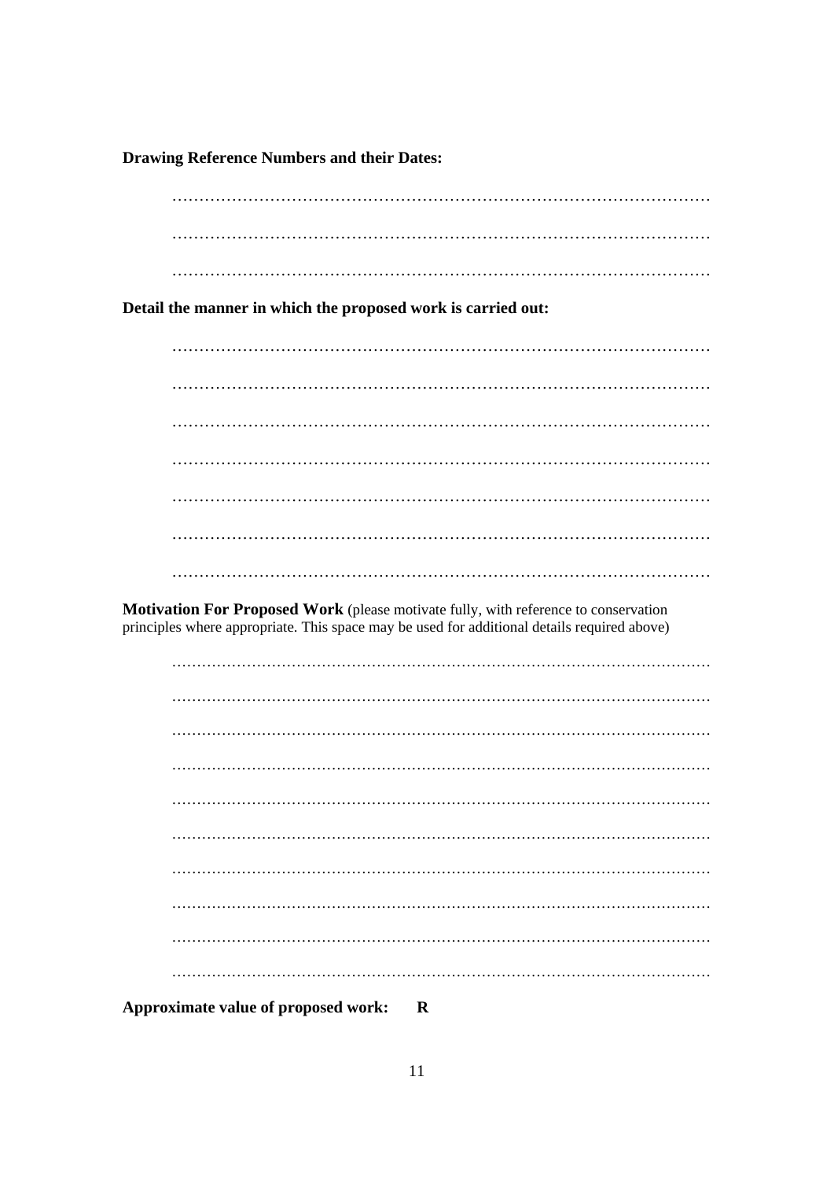**Drawing Reference Numbers and their Dates:**

…………………………………………………………………………………………

…………………………………………………………………………………………

…………………………………………………………………………………………

**Detail the manner in which the proposed work is carried out:**

…………………………………………………………………………………………

…………………………………………………………………………………………

…………………………………………………………………………………………

…………………………………………………………………………………………

…………………………………………………………………………………………

…………………………………………………………………………………………

…………………………………………………………………………………………

**Motivation For Proposed Work** (please motivate fully, with reference to conservation principles where appropriate. This space may be used for additional details required above)

…………………………………………………………………………………………

…………………………………………………………………………………………

…………………………………………………………………………………………

…………………………………………………………………………………………

…………………………………………………………………………………………

…………………………………………………………………………………………

…………………………………………………………………………………………

…………………………………………………………………………………………

…………………………………………………………………………………………

…………………………………………………………………………………………

**Approximate value of proposed work: R**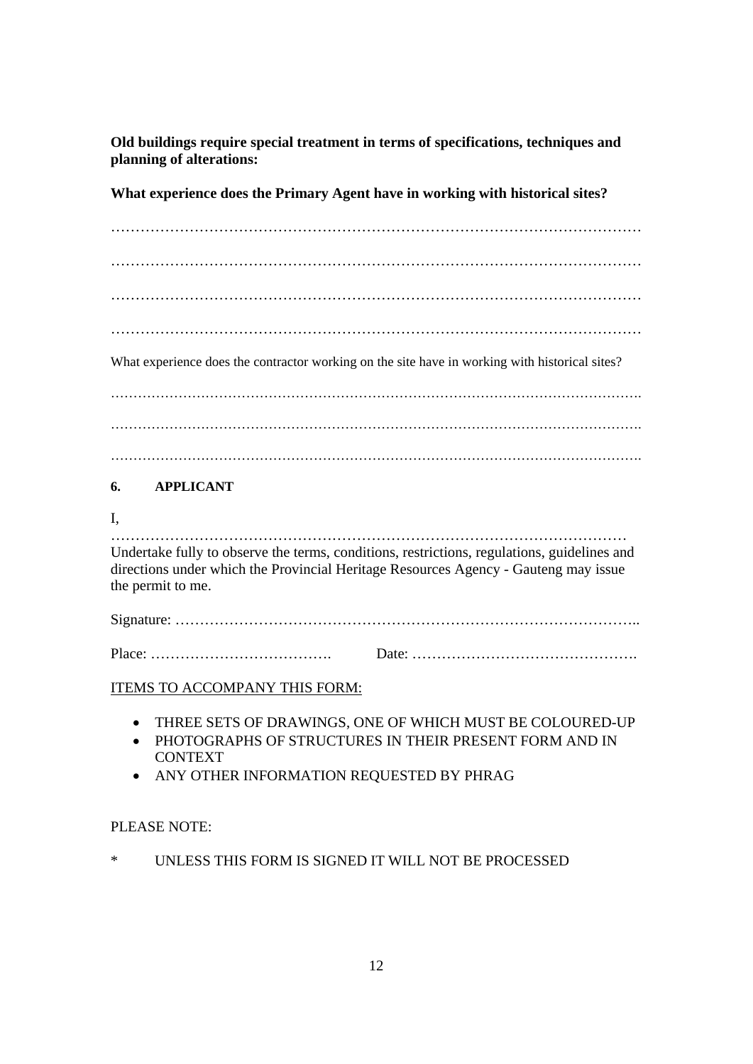**Old buildings require special treatment in terms of specifications, techniques and planning of alterations:**

**What experience does the Primary Agent have in working with historical sites?**

…………………………………………………………………………………………………

…………………………………………………………………………………………………

…………………………………………………………………………………………………

…………………………………………………………………………………………………

What experience does the contractor working on the site have in working with historical sites?

…………………………………………………………………………………………………….

…………………………………………………………………………………………………….

…………………………………………………………………………………………………….

## 6. APPLICANT

I,

…………………………………………………………………………………………………
Undertake fully to observe the terms, conditions, restrictions, regulations, guidelines and directions under which the Provincial Heritage Resources Agency - Gauteng may issue the permit to me.

Signature: …………………………………………………………………………………..

Place: ……………………………….   Date: ……………………………………….

ITEMS TO ACCOMPANY THIS FORM:

- THREE SETS OF DRAWINGS, ONE OF WHICH MUST BE COLOURED-UP
- PHOTOGRAPHS OF STRUCTURES IN THEIR PRESENT FORM AND IN CONTEXT
- ANY OTHER INFORMATION REQUESTED BY PHRAG

PLEASE NOTE:

\*  UNLESS THIS FORM IS SIGNED IT WILL NOT BE PROCESSED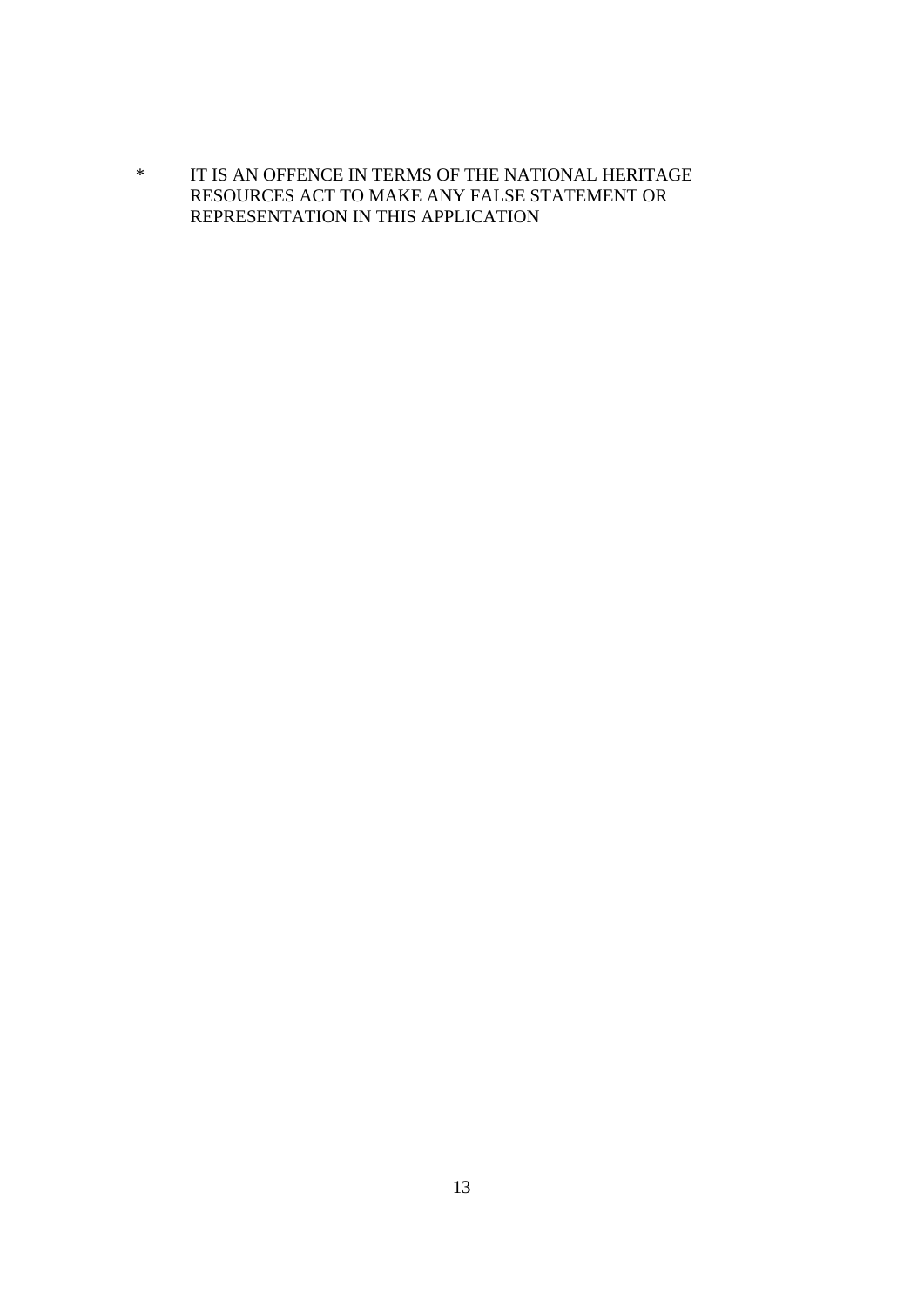\* IT IS AN OFFENCE IN TERMS OF THE NATIONAL HERITAGE RESOURCES ACT TO MAKE ANY FALSE STATEMENT OR REPRESENTATION IN THIS APPLICATION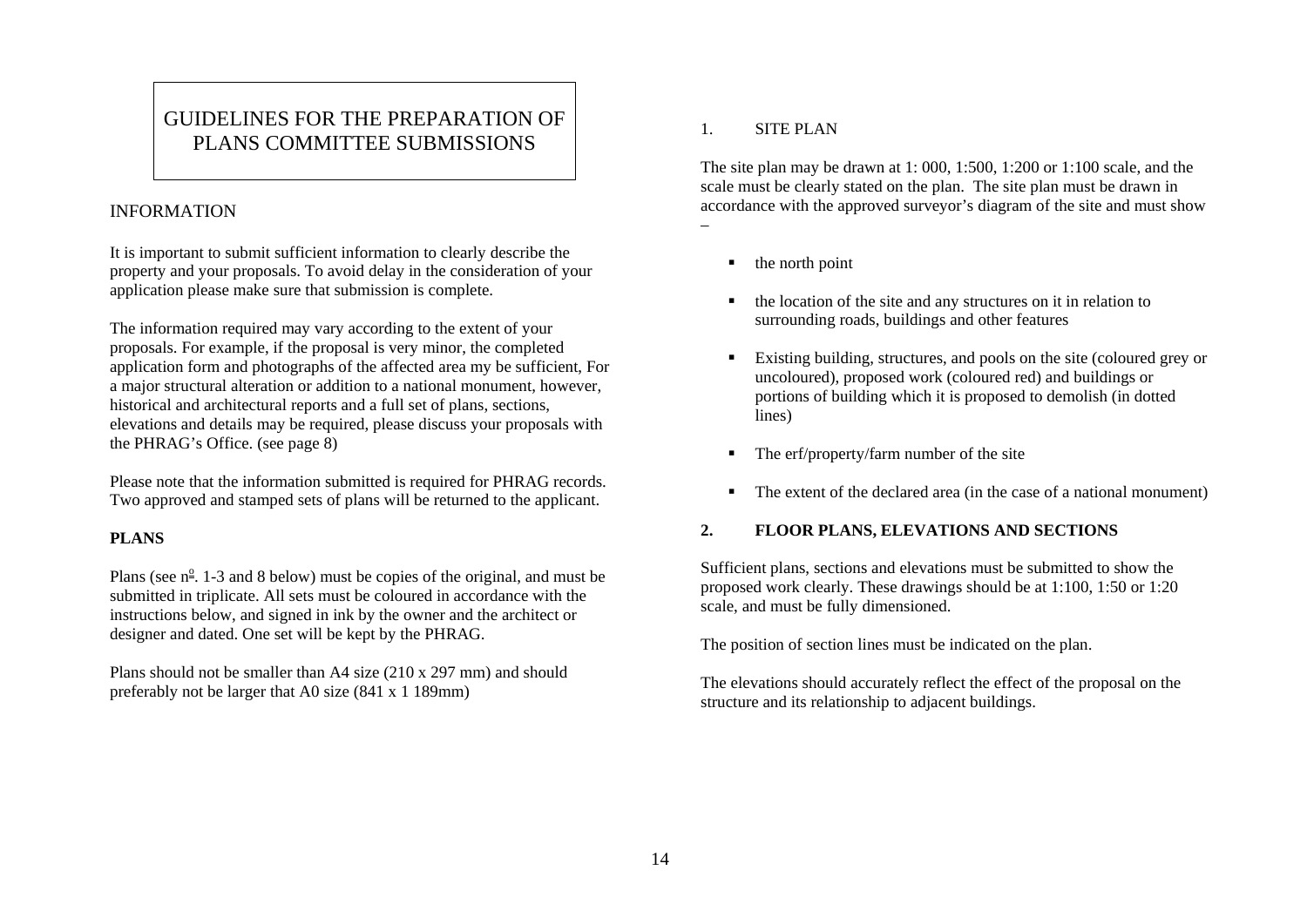# GUIDELINES FOR THE PREPARATION OF PLANS COMMITTEE SUBMISSIONS

## INFORMATION

It is important to submit sufficient information to clearly describe the property and your proposals. To avoid delay in the consideration of your application please make sure that submission is complete.

The information required may vary according to the extent of your proposals. For example, if the proposal is very minor, the completed application form and photographs of the affected area my be sufficient, For a major structural alteration or addition to a national monument, however, historical and architectural reports and a full set of plans, sections, elevations and details may be required, please discuss your proposals with the PHRAG's Office. (see page 8)

Please note that the information submitted is required for PHRAG records. Two approved and stamped sets of plans will be returned to the applicant.

**PLANS**

Plans (see nº. 1-3 and 8 below) must be copies of the original, and must be submitted in triplicate. All sets must be coloured in accordance with the instructions below, and signed in ink by the owner and the architect or designer and dated. One set will be kept by the PHRAG.

Plans should not be smaller than A4 size (210 x 297 mm) and should preferably not be larger that A0 size (841 x 1 189mm)

## 1. SITE PLAN

The site plan may be drawn at 1: 000, 1:500, 1:200 or 1:100 scale, and the scale must be clearly stated on the plan. The site plan must be drawn in accordance with the approved surveyor's diagram of the site and must show –

- the north point
- the location of the site and any structures on it in relation to surrounding roads, buildings and other features
- Existing building, structures, and pools on the site (coloured grey or uncoloured), proposed work (coloured red) and buildings or portions of building which it is proposed to demolish (in dotted lines)
- The erf/property/farm number of the site
- The extent of the declared area (in the case of a national monument)

## 2. FLOOR PLANS, ELEVATIONS AND SECTIONS

Sufficient plans, sections and elevations must be submitted to show the proposed work clearly. These drawings should be at 1:100, 1:50 or 1:20 scale, and must be fully dimensioned.

The position of section lines must be indicated on the plan.

The elevations should accurately reflect the effect of the proposal on the structure and its relationship to adjacent buildings.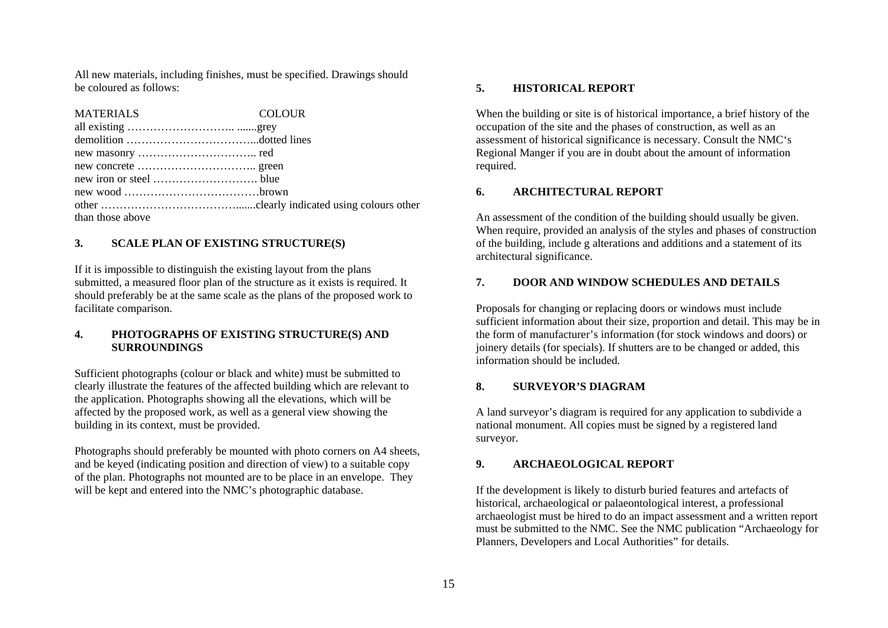All new materials, including finishes, must be specified. Drawings should be coloured as follows:

| MATERIALS | COLOUR |
|---|---|
| all existing | grey |
| demolition | dotted lines |
| new masonry | red |
| new concrete | green |
| new iron or steel | blue |
| new wood | brown |
| other | clearly indicated using colours other than those above |

## 3. SCALE PLAN OF EXISTING STRUCTURE(S)

If it is impossible to distinguish the existing layout from the plans submitted, a measured floor plan of the structure as it exists is required. It should preferably be at the same scale as the plans of the proposed work to facilitate comparison.

## 4. PHOTOGRAPHS OF EXISTING STRUCTURE(S) AND SURROUNDINGS

Sufficient photographs (colour or black and white) must be submitted to clearly illustrate the features of the affected building which are relevant to the application. Photographs showing all the elevations, which will be affected by the proposed work, as well as a general view showing the building in its context, must be provided.

Photographs should preferably be mounted with photo corners on A4 sheets, and be keyed (indicating position and direction of view) to a suitable copy of the plan. Photographs not mounted are to be place in an envelope. They will be kept and entered into the NMC's photographic database.

## 5. HISTORICAL REPORT

When the building or site is of historical importance, a brief history of the occupation of the site and the phases of construction, as well as an assessment of historical significance is necessary. Consult the NMC's Regional Manger if you are in doubt about the amount of information required.

## 6. ARCHITECTURAL REPORT

An assessment of the condition of the building should usually be given. When require, provided an analysis of the styles and phases of construction of the building, include g alterations and additions and a statement of its architectural significance.

## 7. DOOR AND WINDOW SCHEDULES AND DETAILS

Proposals for changing or replacing doors or windows must include sufficient information about their size, proportion and detail. This may be in the form of manufacturer's information (for stock windows and doors) or joinery details (for specials). If shutters are to be changed or added, this information should be included.

## 8. SURVEYOR'S DIAGRAM

A land surveyor's diagram is required for any application to subdivide a national monument. All copies must be signed by a registered land surveyor.

## 9. ARCHAEOLOGICAL REPORT

If the development is likely to disturb buried features and artefacts of historical, archaeological or palaeontological interest, a professional archaeologist must be hired to do an impact assessment and a written report must be submitted to the NMC. See the NMC publication "Archaeology for Planners, Developers and Local Authorities" for details.